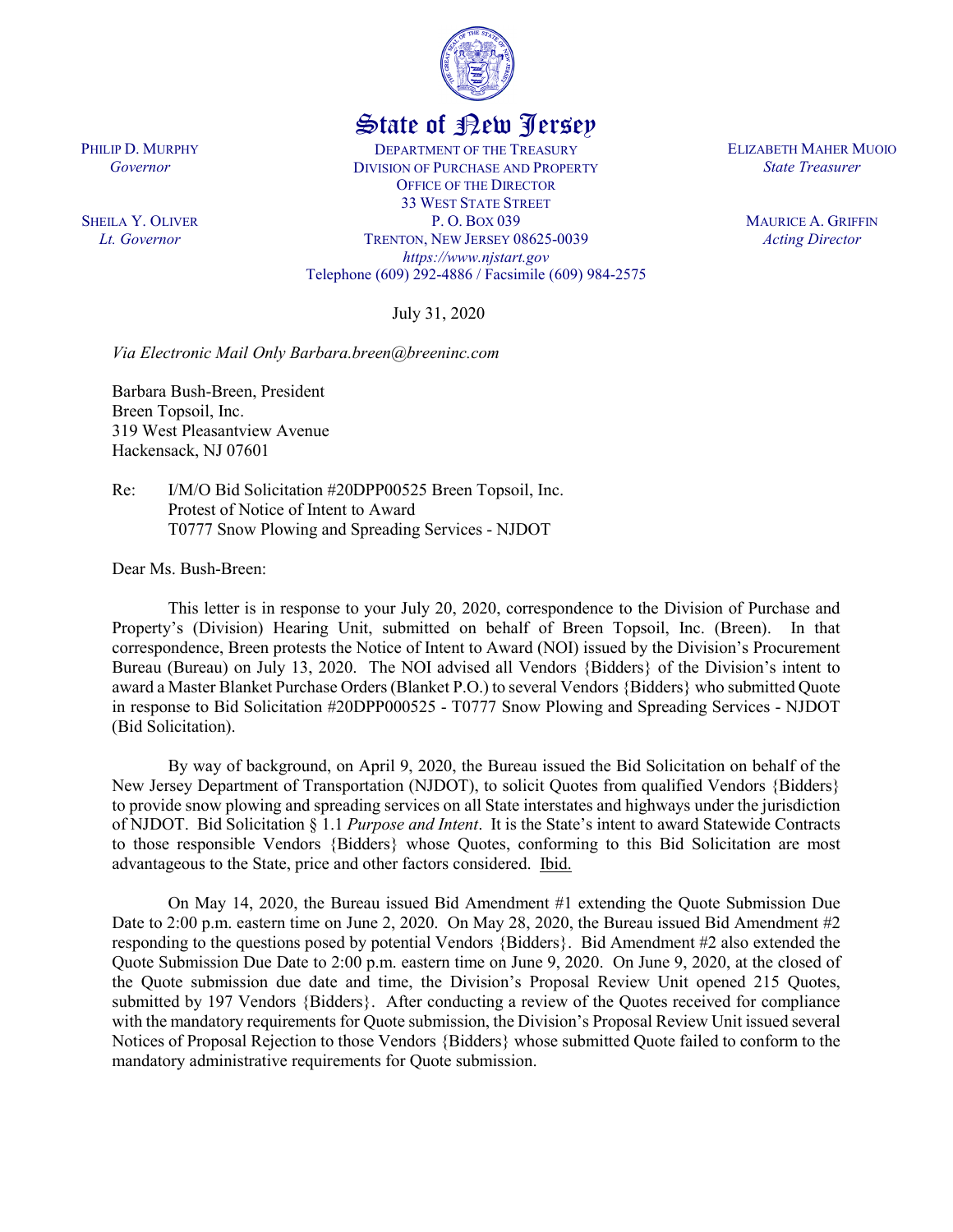# State of New Jersey

PHILIP D. MURPHY
*Governor*

SHEILA Y. OLIVER
*Lt. Governor*

DEPARTMENT OF THE TREASURY
DIVISION OF PURCHASE AND PROPERTY
OFFICE OF THE DIRECTOR
33 WEST STATE STREET
P. O. BOX 039
TRENTON, NEW JERSEY 08625-0039
*https://www.njstart.gov*
Telephone (609) 292-4886 / Facsimile (609) 984-2575

ELIZABETH MAHER MUOIO
*State Treasurer*

MAURICE A. GRIFFIN
*Acting Director*

July 31, 2020

*Via Electronic Mail Only Barbara.breen@breeninc.com*

Barbara Bush-Breen, President
Breen Topsoil, Inc.
319 West Pleasantview Avenue
Hackensack, NJ 07601

Re: I/M/O Bid Solicitation #20DPP00525 Breen Topsoil, Inc.
Protest of Notice of Intent to Award
T0777 Snow Plowing and Spreading Services - NJDOT

Dear Ms. Bush-Breen:

This letter is in response to your July 20, 2020, correspondence to the Division of Purchase and Property's (Division) Hearing Unit, submitted on behalf of Breen Topsoil, Inc. (Breen). In that correspondence, Breen protests the Notice of Intent to Award (NOI) issued by the Division's Procurement Bureau (Bureau) on July 13, 2020. The NOI advised all Vendors {Bidders} of the Division's intent to award a Master Blanket Purchase Orders (Blanket P.O.) to several Vendors {Bidders} who submitted Quote in response to Bid Solicitation #20DPP000525 - T0777 Snow Plowing and Spreading Services - NJDOT (Bid Solicitation).

By way of background, on April 9, 2020, the Bureau issued the Bid Solicitation on behalf of the New Jersey Department of Transportation (NJDOT), to solicit Quotes from qualified Vendors {Bidders} to provide snow plowing and spreading services on all State interstates and highways under the jurisdiction of NJDOT. Bid Solicitation § 1.1 *Purpose and Intent*. It is the State's intent to award Statewide Contracts to those responsible Vendors {Bidders} whose Quotes, conforming to this Bid Solicitation are most advantageous to the State, price and other factors considered. Ibid.

On May 14, 2020, the Bureau issued Bid Amendment #1 extending the Quote Submission Due Date to 2:00 p.m. eastern time on June 2, 2020. On May 28, 2020, the Bureau issued Bid Amendment #2 responding to the questions posed by potential Vendors {Bidders}. Bid Amendment #2 also extended the Quote Submission Due Date to 2:00 p.m. eastern time on June 9, 2020. On June 9, 2020, at the closed of the Quote submission due date and time, the Division's Proposal Review Unit opened 215 Quotes, submitted by 197 Vendors {Bidders}. After conducting a review of the Quotes received for compliance with the mandatory requirements for Quote submission, the Division's Proposal Review Unit issued several Notices of Proposal Rejection to those Vendors {Bidders} whose submitted Quote failed to conform to the mandatory administrative requirements for Quote submission.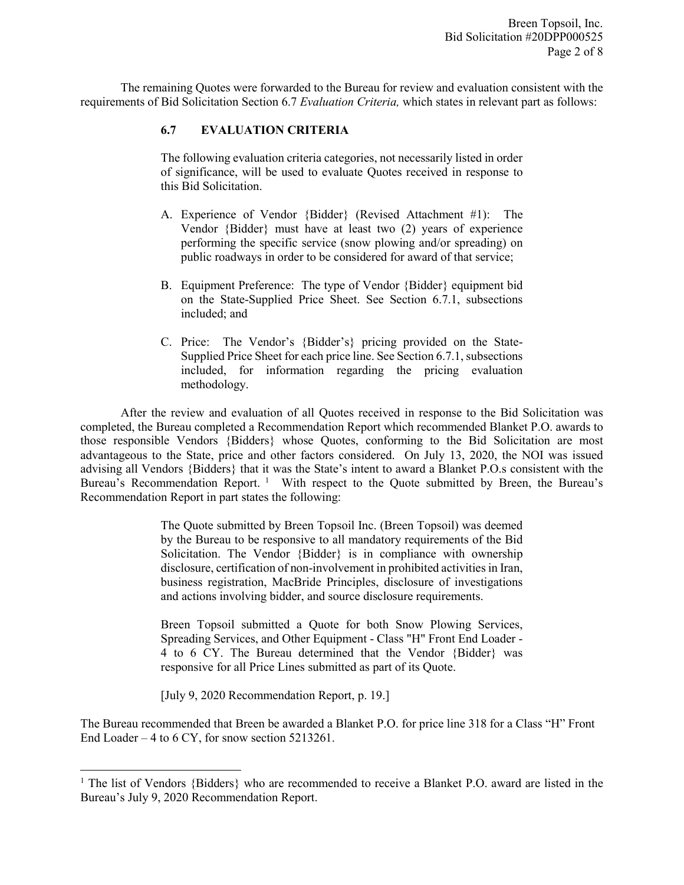The remaining Quotes were forwarded to the Bureau for review and evaluation consistent with the requirements of Bid Solicitation Section 6.7 *Evaluation Criteria,* which states in relevant part as follows:

> **6.7 EVALUATION CRITERIA**
>
> The following evaluation criteria categories, not necessarily listed in order of significance, will be used to evaluate Quotes received in response to this Bid Solicitation.
>
> A. Experience of Vendor {Bidder} (Revised Attachment #1): The Vendor {Bidder} must have at least two (2) years of experience performing the specific service (snow plowing and/or spreading) on public roadways in order to be considered for award of that service;
>
> B. Equipment Preference: The type of Vendor {Bidder} equipment bid on the State-Supplied Price Sheet. See Section 6.7.1, subsections included; and
>
> C. Price: The Vendor's {Bidder's} pricing provided on the State-Supplied Price Sheet for each price line. See Section 6.7.1, subsections included, for information regarding the pricing evaluation methodology.

After the review and evaluation of all Quotes received in response to the Bid Solicitation was completed, the Bureau completed a Recommendation Report which recommended Blanket P.O. awards to those responsible Vendors {Bidders} whose Quotes, conforming to the Bid Solicitation are most advantageous to the State, price and other factors considered. On July 13, 2020, the NOI was issued advising all Vendors {Bidders} that it was the State's intent to award a Blanket P.O.s consistent with the Bureau's Recommendation Report. [1] With respect to the Quote submitted by Breen, the Bureau's Recommendation Report in part states the following:

> The Quote submitted by Breen Topsoil Inc. (Breen Topsoil) was deemed by the Bureau to be responsive to all mandatory requirements of the Bid Solicitation. The Vendor {Bidder} is in compliance with ownership disclosure, certification of non-involvement in prohibited activities in Iran, business registration, MacBride Principles, disclosure of investigations and actions involving bidder, and source disclosure requirements.
>
> Breen Topsoil submitted a Quote for both Snow Plowing Services, Spreading Services, and Other Equipment - Class "H" Front End Loader - 4 to 6 CY. The Bureau determined that the Vendor {Bidder} was responsive for all Price Lines submitted as part of its Quote.
>
> [July 9, 2020 Recommendation Report, p. 19.]

The Bureau recommended that Breen be awarded a Blanket P.O. for price line 318 for a Class "H" Front End Loader – 4 to 6 CY, for snow section 5213261.

---

[1] The list of Vendors {Bidders} who are recommended to receive a Blanket P.O. award are listed in the Bureau's July 9, 2020 Recommendation Report.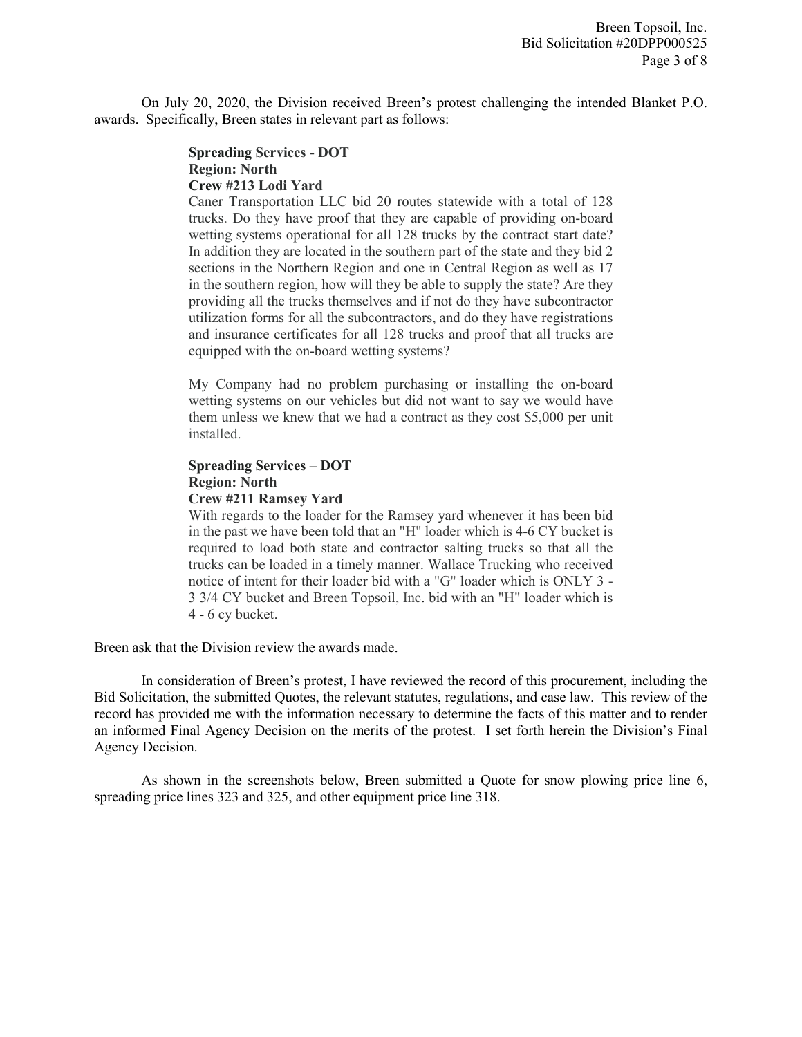On July 20, 2020, the Division received Breen's protest challenging the intended Blanket P.O. awards. Specifically, Breen states in relevant part as follows:

> **Spreading Services - DOT**
> **Region: North**
> **Crew #213 Lodi Yard**
> Caner Transportation LLC bid 20 routes statewide with a total of 128 trucks. Do they have proof that they are capable of providing on-board wetting systems operational for all 128 trucks by the contract start date? In addition they are located in the southern part of the state and they bid 2 sections in the Northern Region and one in Central Region as well as 17 in the southern region, how will they be able to supply the state? Are they providing all the trucks themselves and if not do they have subcontractor utilization forms for all the subcontractors, and do they have registrations and insurance certificates for all 128 trucks and proof that all trucks are equipped with the on-board wetting systems?
>
> My Company had no problem purchasing or installing the on-board wetting systems on our vehicles but did not want to say we would have them unless we knew that we had a contract as they cost $5,000 per unit installed.
>
> **Spreading Services – DOT**
> **Region: North**
> **Crew #211 Ramsey Yard**
> With regards to the loader for the Ramsey yard whenever it has been bid in the past we have been told that an "H" loader which is 4-6 CY bucket is required to load both state and contractor salting trucks so that all the trucks can be loaded in a timely manner. Wallace Trucking who received notice of intent for their loader bid with a "G" loader which is ONLY 3 - 3 3/4 CY bucket and Breen Topsoil, Inc. bid with an "H" loader which is 4 - 6 cy bucket.

Breen ask that the Division review the awards made.

In consideration of Breen's protest, I have reviewed the record of this procurement, including the Bid Solicitation, the submitted Quotes, the relevant statutes, regulations, and case law. This review of the record has provided me with the information necessary to determine the facts of this matter and to render an informed Final Agency Decision on the merits of the protest. I set forth herein the Division's Final Agency Decision.

As shown in the screenshots below, Breen submitted a Quote for snow plowing price line 6, spreading price lines 323 and 325, and other equipment price line 318.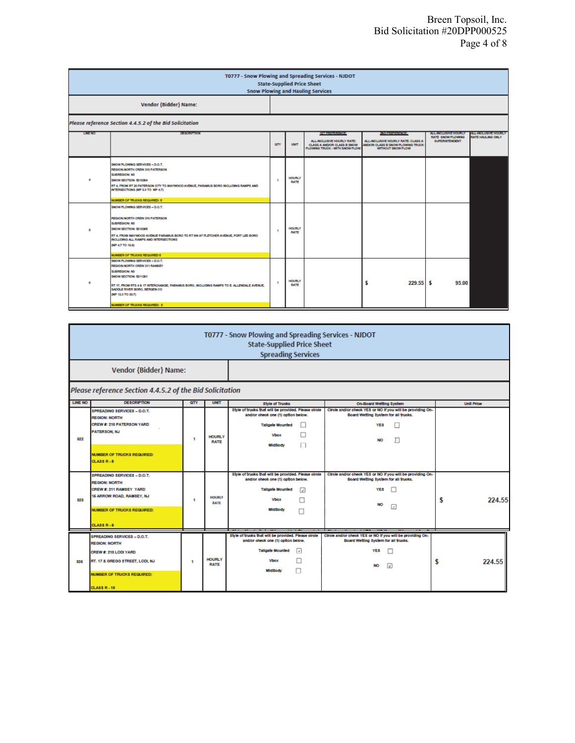## T0777 - Snow Plowing and Spreading Services - NJDOT
### State-Supplied Price Sheet
### Snow Plowing and Hauling Services

| Vendor {Bidder} Name: | |
|---|---|

*Please reference Section 4.4.5.2 of the Bid Solicitation*

| LINE NO | DESCRIPTION | QTY | UNIT | 1ST PREFERENCE ALL-INCLUSIVE HOURLY RATE: CLASS A AND/OR CLASS B SNOW PLOWING TRUCK - WITH SNOW PLOW | 2ND PREFERENCE ALL-INCLUSIVE HOURLY RATE: CLASS A AND/OR CLASS B SNOW PLOWING TRUCK WITHOUT SNOW PLOW | ALL-INCLUSIVE HOURLY RATE SNOW PLOWING SUPERINTENDENT | ALL-INCLUSIVE HOURLY RATE HAULING ONLY |
|---|---|---|---|---|---|---|---|
| 4 | SNOW PLOWING SERVICES – D.O.T. REGION: NORTH CREW 210 PATERSON SUBREGION: N3 SNOW SECTION: 8210264 RT 4, FROM RT 20 PATERSON CITY TO MAYWOOD AVENUE, PARAMUS BORO INCLUDING RAMPS AND INTERSECTIONS (MP 0.0 TO MP 4.7) NUMBER OF TRUCKS REQUIRED: 8 | 1 | HOURLY RATE | | | | |
| 5 | SNOW PLOWING SERVICES – D.O.T. REGION: NORTH CREW 210 PATERSON SUBREGION: N3 SNOW SECTION: 8210265 RT 4, FROM MAYWOOD AVENUE PARAMUS BORO TO RT 9W AT FLETCHER AVENUE, FORT LEE BORO INCLUDING ALL RAMPS AND INTERSECTIONS (MP 4.7 TO 10.8) NUMBER OF TRUCKS REQUIRED 6 | 1 | HOURLY RATE | | | | |
| 6 | SNOW PLOWING SERVICES – D.O.T. REGION: NORTH CREW 211 RAMSEY SUBREGION: N3 SNOW SECTION: 8211261 RT 17, FROM RTS 4 & 17 INTERCHANGE, PARAMUS BORO, INCLUDING RAMPS TO E. ALLENDALE AVENUE, SADDLE RIVER BORO, BERGEN CO (MP 12.3 TO 20.7) NUMBER OF TRUCKS REQUIRED: 8 | 1 | HOURLY RATE | | $ 229.55 | $ 95.00 | |

## T0777 - Snow Plowing and Spreading Services - NJDOT
### State-Supplied Price Sheet
### Spreading Services

| Vendor {Bidder} Name: | |
|---|---|

*Please reference Section 4.4.5.2 of the Bid Solicitation*

| LINE NO | DESCRIPTION | QTY | UNIT | Style of Trucks | On-Board Wetting System | Unit Price |
|---|---|---|---|---|---|---|
| 322 | SPREADING SERVICES – D.O.T. REGION: NORTH CREW #: 210 PATERSON YARD PATERSON, NJ NUMBER OF TRUCKS REQUIRED: CLASS R - 9 | 1 | HOURLY RATE | Style of trucks that will be provided. Please circle and/or check one (1) option below. Tailgate Mounted ☐ Vbox ☐ MidBody ☐ | Circle and/or check YES or NO if you will be providing On-Board Wetting System for all trucks. YES ☐ NO ☐ | |
| 323 | SPREADING SERVICES – D.O.T. REGION: NORTH CREW #: 211 RAMSEY YARD 15 ARROW ROAD, RAMSEY, NJ NUMBER OF TRUCKS REQUIRED: CLASS R - 8 | 1 | HOURLY RATE | Style of trucks that will be provided. Please circle and/or check one (1) option below. Tailgate Mounted ☑ Vbox ☐ MidBody ☐ | Circle and/or check YES or NO if you will be providing On-Board Wetting System for all trucks. YES ☐ NO ☑ | $ 224.55 |
| 326 | SPREADING SERVICES – D.O.T. REGION: NORTH CREW #: 213 LODI YARD RT. 17 & GREGG STREET, LODI, NJ NUMBER OF TRUCKS REQUIRED: CLASS R - 10 | 1 | HOURLY RATE | Style of trucks that will be provided. Please circle and/or check one (1) option below. Tailgate Mounted ☑ Vbox ☐ MidBody ☐ | Circle and/or check YES or NO if you will be providing On-Board Wetting System for all trucks. YES ☐ NO ☑ | $ 224.55 |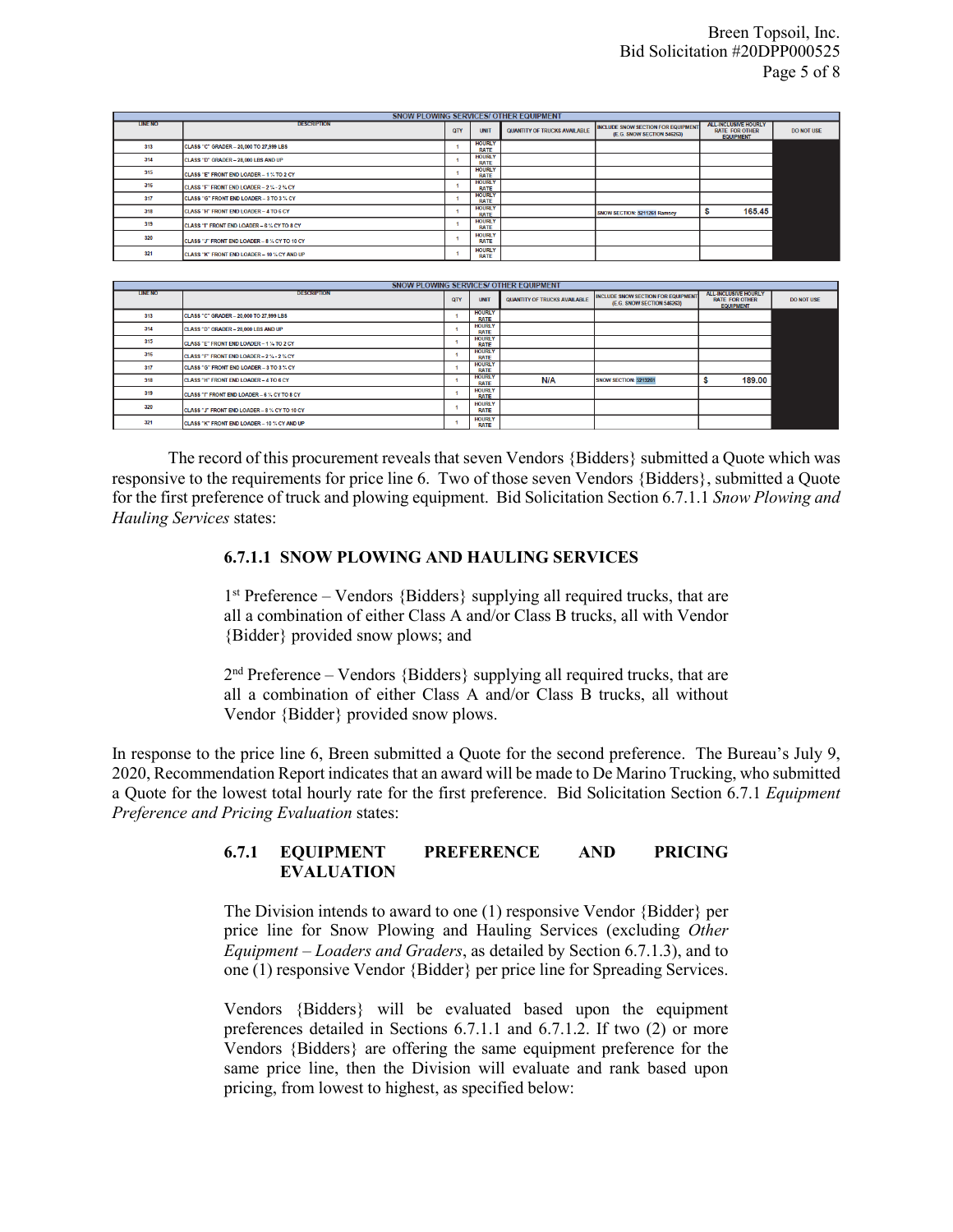| SNOW PLOWING SERVICES/ OTHER EQUIPMENT | | | | | | | |
|---|---|---|---|---|---|---|---|
| LINE NO | DESCRIPTION | QTY | UNIT | QUANTITY OF TRUCKS AVAILABLE | INCLUDE SNOW SECTION FOR EQUIPMENT (E.G. SNOW SECTION 546263) | ALL-INCLUSIVE HOURLY RATE FOR OTHER EQUIPMENT | DO NOT USE |
| 313 | CLASS "C" GRADER – 20,000 TO 27,999 LBS | 1 | HOURLY RATE | | | | |
| 314 | CLASS "D" GRADER – 28,000 LBS AND UP | 1 | HOURLY RATE | | | | |
| 315 | CLASS "E" FRONT END LOADER – 1 ¼ TO 2 CY | 1 | HOURLY RATE | | | | |
| 316 | CLASS "F" FRONT END LOADER – 2 ¼ - 2 ¾ CY | 1 | HOURLY RATE | | | | |
| 317 | CLASS "G" FRONT END LOADER – 3 TO 3 ¾ CY | 1 | HOURLY RATE | | | | |
| 318 | CLASS "H" FRONT END LOADER – 4 TO 6 CY | 1 | HOURLY RATE | | SNOW SECTION: 5211261 Ramsey | $ 165.45 | |
| 319 | CLASS "I" FRONT END LOADER – 6 ¼ CY TO 8 CY | 1 | HOURLY RATE | | | | |
| 320 | CLASS "J" FRONT END LOADER – 8 ¼ CY TO 10 CY | 1 | HOURLY RATE | | | | |
| 321 | CLASS "K" FRONT END LOADER – 10 ¼ CY AND UP | 1 | HOURLY RATE | | | | |

| SNOW PLOWING SERVICES/ OTHER EQUIPMENT | | | | | | | |
|---|---|---|---|---|---|---|---|
| LINE NO | DESCRIPTION | QTY | UNIT | QUANTITY OF TRUCKS AVAILABLE | INCLUDE SNOW SECTION FOR EQUIPMENT (E.G. SNOW SECTION 546263) | ALL-INCLUSIVE HOURLY RATE FOR OTHER EQUIPMENT | DO NOT USE |
| 313 | CLASS "C" GRADER – 20,000 TO 27,999 LBS | 1 | HOURLY RATE | | | | |
| 314 | CLASS "D" GRADER – 28,000 LBS AND UP | 1 | HOURLY RATE | | | | |
| 315 | CLASS "E" FRONT END LOADER – 1 ¼ TO 2 CY | 1 | HOURLY RATE | | | | |
| 316 | CLASS "F" FRONT END LOADER – 2 ¼ - 2 ¾ CY | 1 | HOURLY RATE | | | | |
| 317 | CLASS "G" FRONT END LOADER – 3 TO 3 ¾ CY | 1 | HOURLY RATE | | | | |
| 318 | CLASS "H" FRONT END LOADER – 4 TO 6 CY | 1 | HOURLY RATE | N/A | SNOW SECTION: 5211261 | $ 189.00 | |
| 319 | CLASS "I" FRONT END LOADER – 6 ¼ CY TO 8 CY | 1 | HOURLY RATE | | | | |
| 320 | CLASS "J" FRONT END LOADER – 8 ¼ CY TO 10 CY | 1 | HOURLY RATE | | | | |
| 321 | CLASS "K" FRONT END LOADER – 10 ¼ CY AND UP | 1 | HOURLY RATE | | | | |

The record of this procurement reveals that seven Vendors {Bidders} submitted a Quote which was responsive to the requirements for price line 6. Two of those seven Vendors {Bidders}, submitted a Quote for the first preference of truck and plowing equipment. Bid Solicitation Section 6.7.1.1 *Snow Plowing and Hauling Services* states:

> **6.7.1.1 SNOW PLOWING AND HAULING SERVICES**
>
> 1st Preference – Vendors {Bidders} supplying all required trucks, that are all a combination of either Class A and/or Class B trucks, all with Vendor {Bidder} provided snow plows; and
>
> 2nd Preference – Vendors {Bidders} supplying all required trucks, that are all a combination of either Class A and/or Class B trucks, all without Vendor {Bidder} provided snow plows.

In response to the price line 6, Breen submitted a Quote for the second preference. The Bureau's July 9, 2020, Recommendation Report indicates that an award will be made to De Marino Trucking, who submitted a Quote for the lowest total hourly rate for the first preference. Bid Solicitation Section 6.7.1 *Equipment Preference and Pricing Evaluation* states:

> **6.7.1 EQUIPMENT PREFERENCE AND PRICING EVALUATION**
>
> The Division intends to award to one (1) responsive Vendor {Bidder} per price line for Snow Plowing and Hauling Services (excluding *Other Equipment – Loaders and Graders*, as detailed by Section 6.7.1.3), and to one (1) responsive Vendor {Bidder} per price line for Spreading Services.
>
> Vendors {Bidders} will be evaluated based upon the equipment preferences detailed in Sections 6.7.1.1 and 6.7.1.2. If two (2) or more Vendors {Bidders} are offering the same equipment preference for the same price line, then the Division will evaluate and rank based upon pricing, from lowest to highest, as specified below: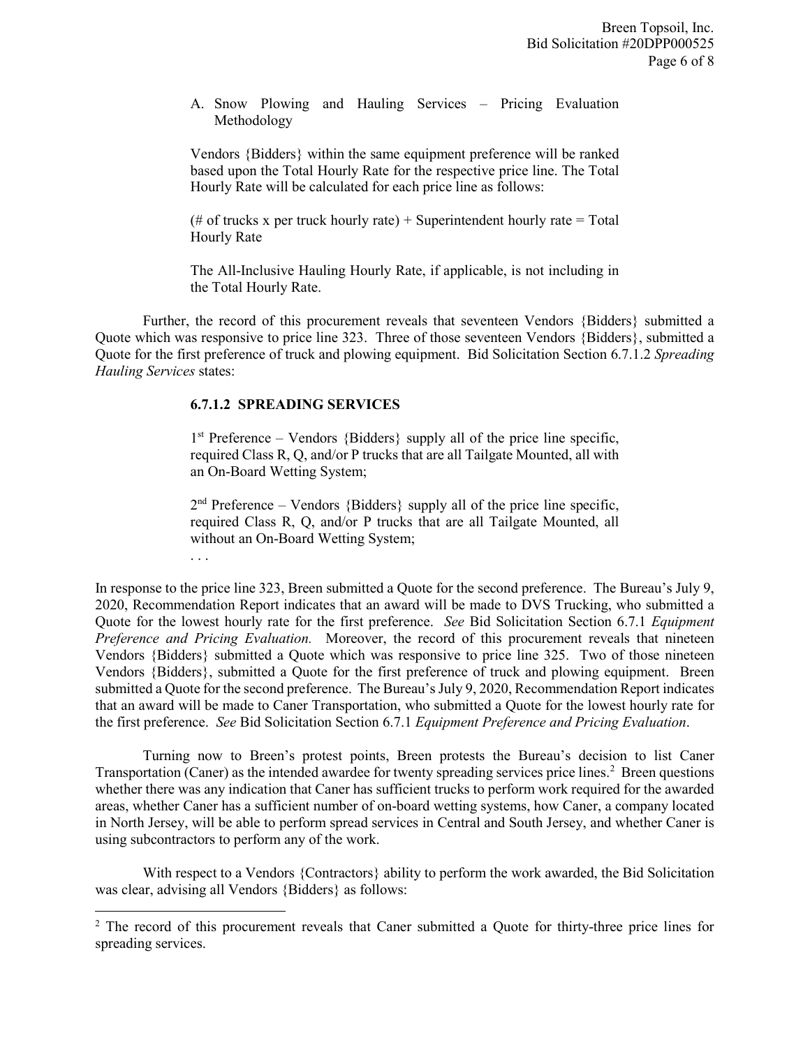A. Snow Plowing and Hauling Services – Pricing Evaluation Methodology

Vendors {Bidders} within the same equipment preference will be ranked based upon the Total Hourly Rate for the respective price line. The Total Hourly Rate will be calculated for each price line as follows:

(# of trucks x per truck hourly rate) + Superintendent hourly rate = Total Hourly Rate

The All-Inclusive Hauling Hourly Rate, if applicable, is not including in the Total Hourly Rate.

Further, the record of this procurement reveals that seventeen Vendors {Bidders} submitted a Quote which was responsive to price line 323. Three of those seventeen Vendors {Bidders}, submitted a Quote for the first preference of truck and plowing equipment. Bid Solicitation Section 6.7.1.2 *Spreading Hauling Services* states:

**6.7.1.2 SPREADING SERVICES**

1st Preference – Vendors {Bidders} supply all of the price line specific, required Class R, Q, and/or P trucks that are all Tailgate Mounted, all with an On-Board Wetting System;

2nd Preference – Vendors {Bidders} supply all of the price line specific, required Class R, Q, and/or P trucks that are all Tailgate Mounted, all without an On-Board Wetting System;

. . .

In response to the price line 323, Breen submitted a Quote for the second preference. The Bureau's July 9, 2020, Recommendation Report indicates that an award will be made to DVS Trucking, who submitted a Quote for the lowest hourly rate for the first preference. *See* Bid Solicitation Section 6.7.1 *Equipment Preference and Pricing Evaluation.* Moreover, the record of this procurement reveals that nineteen Vendors {Bidders} submitted a Quote which was responsive to price line 325. Two of those nineteen Vendors {Bidders}, submitted a Quote for the first preference of truck and plowing equipment. Breen submitted a Quote for the second preference. The Bureau's July 9, 2020, Recommendation Report indicates that an award will be made to Caner Transportation, who submitted a Quote for the lowest hourly rate for the first preference. *See* Bid Solicitation Section 6.7.1 *Equipment Preference and Pricing Evaluation*.

Turning now to Breen's protest points, Breen protests the Bureau's decision to list Caner Transportation (Caner) as the intended awardee for twenty spreading services price lines.[2] Breen questions whether there was any indication that Caner has sufficient trucks to perform work required for the awarded areas, whether Caner has a sufficient number of on-board wetting systems, how Caner, a company located in North Jersey, will be able to perform spread services in Central and South Jersey, and whether Caner is using subcontractors to perform any of the work.

With respect to a Vendors {Contractors} ability to perform the work awarded, the Bid Solicitation was clear, advising all Vendors {Bidders} as follows:

[2] The record of this procurement reveals that Caner submitted a Quote for thirty-three price lines for spreading services.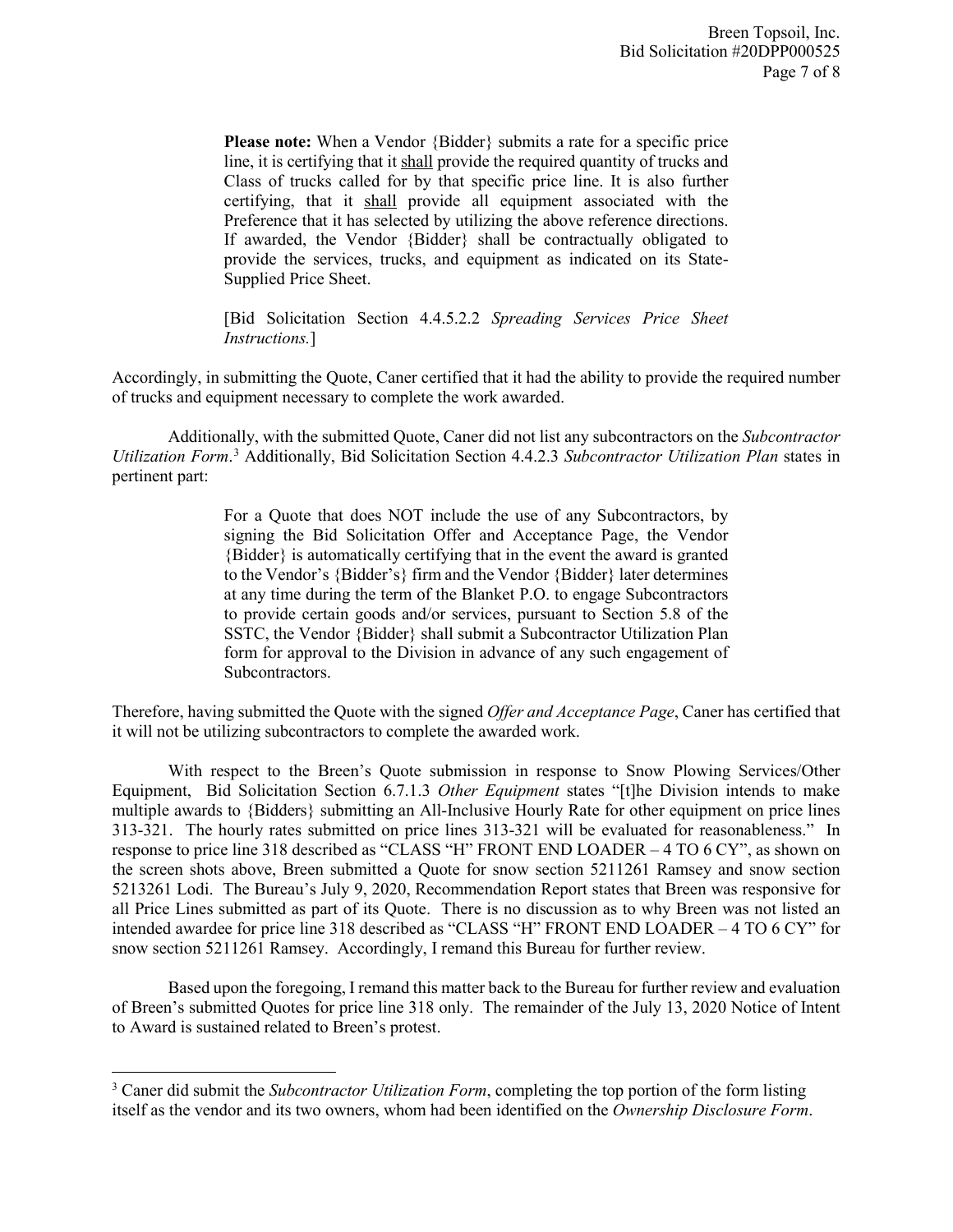> **Please note:** When a Vendor {Bidder} submits a rate for a specific price line, it is certifying that it shall provide the required quantity of trucks and Class of trucks called for by that specific price line. It is also further certifying, that it shall provide all equipment associated with the Preference that it has selected by utilizing the above reference directions. If awarded, the Vendor {Bidder} shall be contractually obligated to provide the services, trucks, and equipment as indicated on its State-Supplied Price Sheet.
>
> [Bid Solicitation Section 4.4.5.2.2 *Spreading Services Price Sheet Instructions.*]

Accordingly, in submitting the Quote, Caner certified that it had the ability to provide the required number of trucks and equipment necessary to complete the work awarded.

Additionally, with the submitted Quote, Caner did not list any subcontractors on the *Subcontractor Utilization Form*.[3] Additionally, Bid Solicitation Section 4.4.2.3 *Subcontractor Utilization Plan* states in pertinent part:

> For a Quote that does NOT include the use of any Subcontractors, by signing the Bid Solicitation Offer and Acceptance Page, the Vendor {Bidder} is automatically certifying that in the event the award is granted to the Vendor's {Bidder's} firm and the Vendor {Bidder} later determines at any time during the term of the Blanket P.O. to engage Subcontractors to provide certain goods and/or services, pursuant to Section 5.8 of the SSTC, the Vendor {Bidder} shall submit a Subcontractor Utilization Plan form for approval to the Division in advance of any such engagement of Subcontractors.

Therefore, having submitted the Quote with the signed *Offer and Acceptance Page*, Caner has certified that it will not be utilizing subcontractors to complete the awarded work.

With respect to the Breen's Quote submission in response to Snow Plowing Services/Other Equipment, Bid Solicitation Section 6.7.1.3 *Other Equipment* states "[t]he Division intends to make multiple awards to {Bidders} submitting an All-Inclusive Hourly Rate for other equipment on price lines 313-321. The hourly rates submitted on price lines 313-321 will be evaluated for reasonableness." In response to price line 318 described as "CLASS "H" FRONT END LOADER – 4 TO 6 CY", as shown on the screen shots above, Breen submitted a Quote for snow section 5211261 Ramsey and snow section 5213261 Lodi. The Bureau's July 9, 2020, Recommendation Report states that Breen was responsive for all Price Lines submitted as part of its Quote. There is no discussion as to why Breen was not listed an intended awardee for price line 318 described as "CLASS "H" FRONT END LOADER – 4 TO 6 CY" for snow section 5211261 Ramsey. Accordingly, I remand this Bureau for further review.

Based upon the foregoing, I remand this matter back to the Bureau for further review and evaluation of Breen's submitted Quotes for price line 318 only. The remainder of the July 13, 2020 Notice of Intent to Award is sustained related to Breen's protest.

---

[3] Caner did submit the *Subcontractor Utilization Form*, completing the top portion of the form listing itself as the vendor and its two owners, whom had been identified on the *Ownership Disclosure Form*.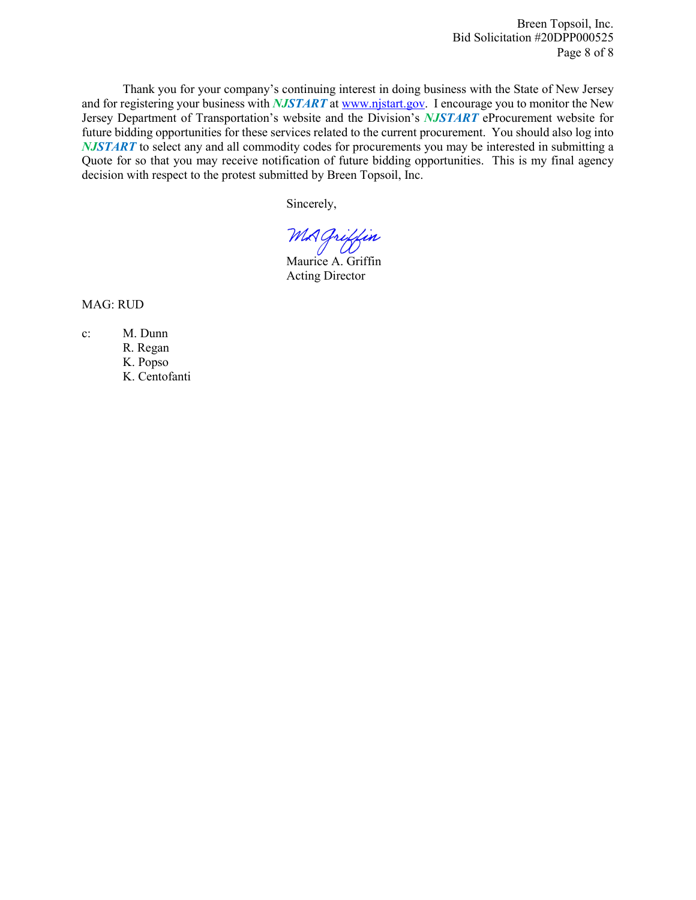Thank you for your company's continuing interest in doing business with the State of New Jersey and for registering your business with ***NJSTART*** at www.njstart.gov. I encourage you to monitor the New Jersey Department of Transportation's website and the Division's ***NJSTART*** eProcurement website for future bidding opportunities for these services related to the current procurement. You should also log into ***NJSTART*** to select any and all commodity codes for procurements you may be interested in submitting a Quote for so that you may receive notification of future bidding opportunities. This is my final agency decision with respect to the protest submitted by Breen Topsoil, Inc.

Sincerely,

MA Griffin

Maurice A. Griffin
Acting Director

MAG: RUD

c: M. Dunn
R. Regan
K. Popso
K. Centofanti